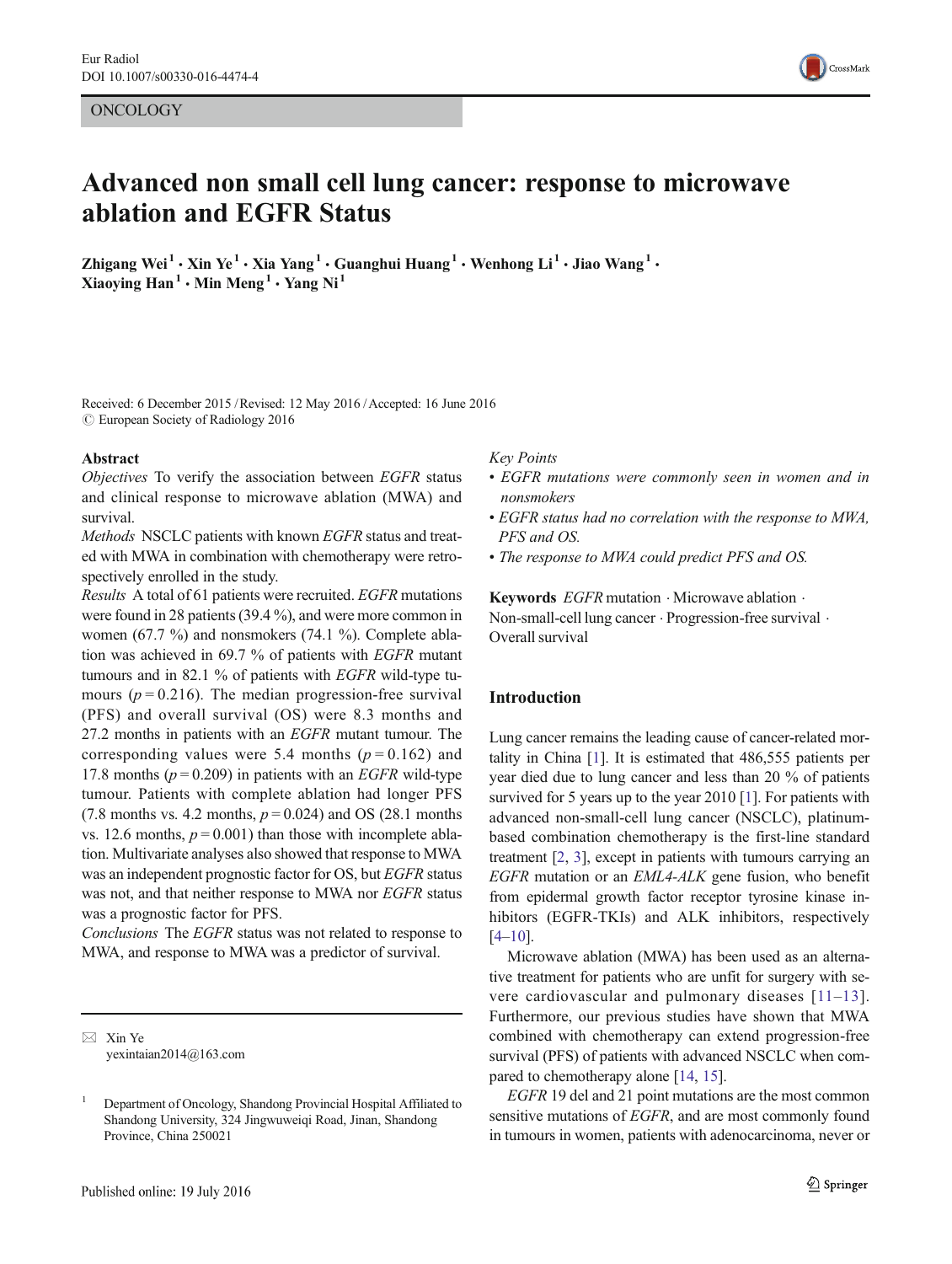ONCOLOGY

# Advanced non small cell lung cancer: response to microwave ablation and EGFR Status

**Zhigang Wei[1] · Xin Ye[1] · Xia Yang[1] · Guanghui Huang[1] · Wenhong Li[1] · Jiao Wang[1] · Xiaoying Han[1] · Min Meng[1] · Yang Ni[1]**

Received: 6 December 2015 / Revised: 12 May 2016 / Accepted: 16 June 2016
© European Society of Radiology 2016

## Abstract

*Objectives* To verify the association between *EGFR* status and clinical response to microwave ablation (MWA) and survival.

*Methods* NSCLC patients with known *EGFR* status and treated with MWA in combination with chemotherapy were retrospectively enrolled in the study.

*Results* A total of 61 patients were recruited. *EGFR* mutations were found in 28 patients (39.4 %), and were more common in women (67.7 %) and nonsmokers (74.1 %). Complete ablation was achieved in 69.7 % of patients with *EGFR* mutant tumours and in 82.1 % of patients with *EGFR* wild-type tumours ($p = 0.216$). The median progression-free survival (PFS) and overall survival (OS) were 8.3 months and 27.2 months in patients with an *EGFR* mutant tumour. The corresponding values were 5.4 months ($p = 0.162$) and 17.8 months ($p = 0.209$) in patients with an *EGFR* wild-type tumour. Patients with complete ablation had longer PFS (7.8 months vs. 4.2 months, $p = 0.024$) and OS (28.1 months vs. 12.6 months, $p = 0.001$) than those with incomplete ablation. Multivariate analyses also showed that response to MWA was an independent prognostic factor for OS, but *EGFR* status was not, and that neither response to MWA nor *EGFR* status was a prognostic factor for PFS.

*Conclusions* The *EGFR* status was not related to response to MWA, and response to MWA was a predictor of survival.

*Key Points*

- *EGFR mutations were commonly seen in women and in nonsmokers*
- *EGFR status had no correlation with the response to MWA, PFS and OS.*
- *The response to MWA could predict PFS and OS.*

**Keywords** *EGFR* mutation · Microwave ablation · Non-small-cell lung cancer · Progression-free survival · Overall survival

✉ Xin Ye
yexintaian2014@163.com

[1] Department of Oncology, Shandong Provincial Hospital Affiliated to Shandong University, 324 Jingwuweiqi Road, Jinan, Shandong Province, China 250021

## Introduction

Lung cancer remains the leading cause of cancer-related mortality in China [1]. It is estimated that 486,555 patients per year died due to lung cancer and less than 20 % of patients survived for 5 years up to the year 2010 [1]. For patients with advanced non-small-cell lung cancer (NSCLC), platinum-based combination chemotherapy is the first-line standard treatment [2, 3], except in patients with tumours carrying an *EGFR* mutation or an *EML4-ALK* gene fusion, who benefit from epidermal growth factor receptor tyrosine kinase inhibitors (EGFR-TKIs) and ALK inhibitors, respectively [4–10].

Microwave ablation (MWA) has been used as an alternative treatment for patients who are unfit for surgery with severe cardiovascular and pulmonary diseases [11–13]. Furthermore, our previous studies have shown that MWA combined with chemotherapy can extend progression-free survival (PFS) of patients with advanced NSCLC when compared to chemotherapy alone [14, 15].

*EGFR* 19 del and 21 point mutations are the most common sensitive mutations of *EGFR*, and are most commonly found in tumours in women, patients with adenocarcinoma, never or

Published online: 19 July 2016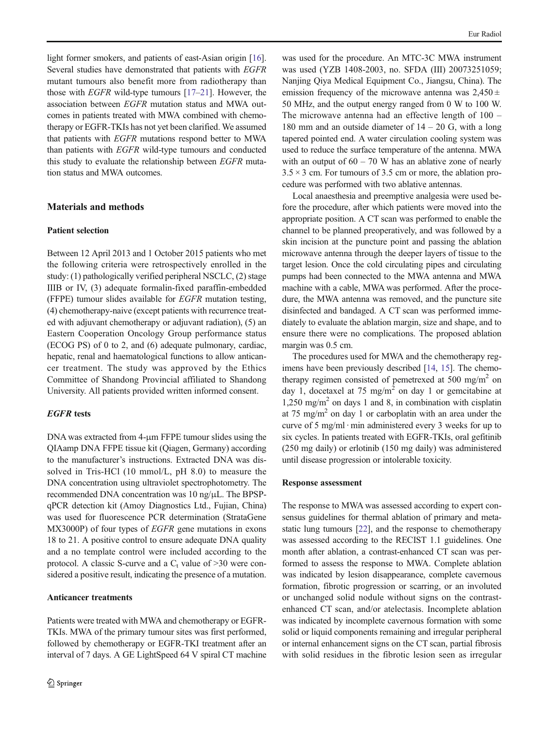light former smokers, and patients of east-Asian origin [16]. Several studies have demonstrated that patients with *EGFR* mutant tumours also benefit more from radiotherapy than those with *EGFR* wild-type tumours [17–21]. However, the association between *EGFR* mutation status and MWA outcomes in patients treated with MWA combined with chemotherapy or EGFR-TKIs has not yet been clarified. We assumed that patients with *EGFR* mutations respond better to MWA than patients with *EGFR* wild-type tumours and conducted this study to evaluate the relationship between *EGFR* mutation status and MWA outcomes.

## Materials and methods

### Patient selection

Between 12 April 2013 and 1 October 2015 patients who met the following criteria were retrospectively enrolled in the study: (1) pathologically verified peripheral NSCLC, (2) stage IIIB or IV, (3) adequate formalin-fixed paraffin-embedded (FFPE) tumour slides available for *EGFR* mutation testing, (4) chemotherapy-naive (except patients with recurrence treated with adjuvant chemotherapy or adjuvant radiation), (5) an Eastern Cooperation Oncology Group performance status (ECOG PS) of 0 to 2, and (6) adequate pulmonary, cardiac, hepatic, renal and haematological functions to allow anticancer treatment. The study was approved by the Ethics Committee of Shandong Provincial affiliated to Shandong University. All patients provided written informed consent.

### *EGFR* tests

DNA was extracted from 4-μm FFPE tumour slides using the QIAamp DNA FFPE tissue kit (Qiagen, Germany) according to the manufacturer's instructions. Extracted DNA was dissolved in Tris-HCl (10 mmol/L, pH 8.0) to measure the DNA concentration using ultraviolet spectrophotometry. The recommended DNA concentration was 10 ng/μL. The BPSP-qPCR detection kit (Amoy Diagnostics Ltd., Fujian, China) was used for fluorescence PCR determination (StrataGene MX3000P) of four types of *EGFR* gene mutations in exons 18 to 21. A positive control to ensure adequate DNA quality and a no template control were included according to the protocol. A classic S-curve and a $C_t$ value of >30 were considered a positive result, indicating the presence of a mutation.

### Anticancer treatments

Patients were treated with MWA and chemotherapy or EGFR-TKIs. MWA of the primary tumour sites was first performed, followed by chemotherapy or EGFR-TKI treatment after an interval of 7 days. A GE LightSpeed 64 V spiral CT machine was used for the procedure. An MTC-3C MWA instrument was used (YZB 1408-2003, no. SFDA (III) 20073251059; Nanjing Qiya Medical Equipment Co., Jiangsu, China). The emission frequency of the microwave antenna was 2,450 ± 50 MHz, and the output energy ranged from 0 W to 100 W. The microwave antenna had an effective length of 100 – 180 mm and an outside diameter of 14 – 20 G, with a long tapered pointed end. A water circulation cooling system was used to reduce the surface temperature of the antenna. MWA with an output of 60 – 70 W has an ablative zone of nearly 3.5 × 3 cm. For tumours of 3.5 cm or more, the ablation procedure was performed with two ablative antennas.

Local anaesthesia and preemptive analgesia were used before the procedure, after which patients were moved into the appropriate position. A CT scan was performed to enable the channel to be planned preoperatively, and was followed by a skin incision at the puncture point and passing the ablation microwave antenna through the deeper layers of tissue to the target lesion. Once the cold circulating pipes and circulating pumps had been connected to the MWA antenna and MWA machine with a cable, MWA was performed. After the procedure, the MWA antenna was removed, and the puncture site disinfected and bandaged. A CT scan was performed immediately to evaluate the ablation margin, size and shape, and to ensure there were no complications. The proposed ablation margin was 0.5 cm.

The procedures used for MWA and the chemotherapy regimens have been previously described [14, 15]. The chemotherapy regimen consisted of pemetrexed at 500 mg/m$^2$ on day 1, docetaxel at 75 mg/m$^2$ on day 1 or gemcitabine at 1,250 mg/m$^2$ on days 1 and 8, in combination with cisplatin at 75 mg/m$^2$ on day 1 or carboplatin with an area under the curve of 5 mg/ml · min administered every 3 weeks for up to six cycles. In patients treated with EGFR-TKIs, oral gefitinib (250 mg daily) or erlotinib (150 mg daily) was administered until disease progression or intolerable toxicity.

### Response assessment

The response to MWA was assessed according to expert consensus guidelines for thermal ablation of primary and metastatic lung tumours [22], and the response to chemotherapy was assessed according to the RECIST 1.1 guidelines. One month after ablation, a contrast-enhanced CT scan was performed to assess the response to MWA. Complete ablation was indicated by lesion disappearance, complete cavernous formation, fibrotic progression or scarring, or an involuted or unchanged solid nodule without signs on the contrast-enhanced CT scan, and/or atelectasis. Incomplete ablation was indicated by incomplete cavernous formation with some solid or liquid components remaining and irregular peripheral or internal enhancement signs on the CT scan, partial fibrosis with solid residues in the fibrotic lesion seen as irregular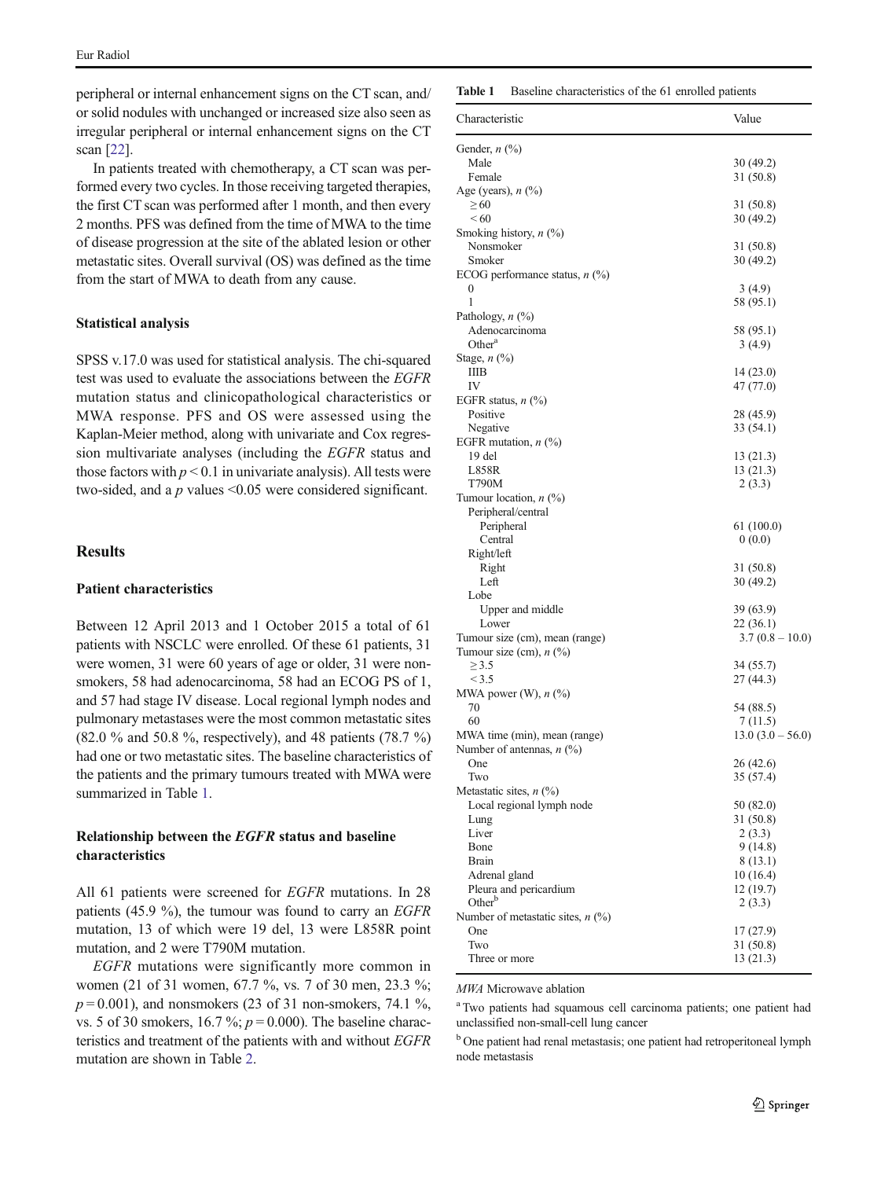peripheral or internal enhancement signs on the CT scan, and/or solid nodules with unchanged or increased size also seen as irregular peripheral or internal enhancement signs on the CT scan [22].

In patients treated with chemotherapy, a CT scan was performed every two cycles. In those receiving targeted therapies, the first CT scan was performed after 1 month, and then every 2 months. PFS was defined from the time of MWA to the time of disease progression at the site of the ablated lesion or other metastatic sites. Overall survival (OS) was defined as the time from the start of MWA to death from any cause.

### Statistical analysis

SPSS v.17.0 was used for statistical analysis. The chi-squared test was used to evaluate the associations between the *EGFR* mutation status and clinicopathological characteristics or MWA response. PFS and OS were assessed using the Kaplan-Meier method, along with univariate and Cox regression multivariate analyses (including the *EGFR* status and those factors with $p < 0.1$ in univariate analysis). All tests were two-sided, and a $p$ values <0.05 were considered significant.

## Results

### Patient characteristics

Between 12 April 2013 and 1 October 2015 a total of 61 patients with NSCLC were enrolled. Of these 61 patients, 31 were women, 31 were 60 years of age or older, 31 were nonsmokers, 58 had adenocarcinoma, 58 had an ECOG PS of 1, and 57 had stage IV disease. Local regional lymph nodes and pulmonary metastases were the most common metastatic sites (82.0 % and 50.8 %, respectively), and 48 patients (78.7 %) had one or two metastatic sites. The baseline characteristics of the patients and the primary tumours treated with MWA were summarized in Table 1.

### Relationship between the *EGFR* status and baseline characteristics

All 61 patients were screened for *EGFR* mutations. In 28 patients (45.9 %), the tumour was found to carry an *EGFR* mutation, 13 of which were 19 del, 13 were L858R point mutation, and 2 were T790M mutation.

*EGFR* mutations were significantly more common in women (21 of 31 women, 67.7 %, vs. 7 of 30 men, 23.3 %; $p = 0.001$), and nonsmokers (23 of 31 non-smokers, 74.1 %, vs. 5 of 30 smokers, 16.7 %; $p = 0.000$). The baseline characteristics and treatment of the patients with and without *EGFR* mutation are shown in Table 2.

**Table 1** Baseline characteristics of the 61 enrolled patients

| Characteristic | Value |
|---|---|
| Gender, *n* (%) | |
| Male | 30 (49.2) |
| Female | 31 (50.8) |
| Age (years), *n* (%) | |
| ≥60 | 31 (50.8) |
| <60 | 30 (49.2) |
| Smoking history, *n* (%) | |
| Nonsmoker | 31 (50.8) |
| Smoker | 30 (49.2) |
| ECOG performance status, *n* (%) | |
| 0 | 3 (4.9) |
| 1 | 58 (95.1) |
| Pathology, *n* (%) | |
| Adenocarcinoma | 58 (95.1) |
| Other[a] | 3 (4.9) |
| Stage, *n* (%) | |
| IIIB | 14 (23.0) |
| IV | 47 (77.0) |
| EGFR status, *n* (%) | |
| Positive | 28 (45.9) |
| Negative | 33 (54.1) |
| EGFR mutation, *n* (%) | |
| 19 del | 13 (21.3) |
| L858R | 13 (21.3) |
| T790M | 2 (3.3) |
| Tumour location, *n* (%) | |
| Peripheral/central | |
| Peripheral | 61 (100.0) |
| Central | 0 (0.0) |
| Right/left | |
| Right | 31 (50.8) |
| Left | 30 (49.2) |
| Lobe | |
| Upper and middle | 39 (63.9) |
| Lower | 22 (36.1) |
| Tumour size (cm), mean (range) | 3.7 (0.8 – 10.0) |
| Tumour size (cm), *n* (%) | |
| ≥3.5 | 34 (55.7) |
| <3.5 | 27 (44.3) |
| MWA power (W), *n* (%) | |
| 70 | 54 (88.5) |
| 60 | 7 (11.5) |
| MWA time (min), mean (range) | 13.0 (3.0 – 56.0) |
| Number of antennas, *n* (%) | |
| One | 26 (42.6) |
| Two | 35 (57.4) |
| Metastatic sites, *n* (%) | |
| Local regional lymph node | 50 (82.0) |
| Lung | 31 (50.8) |
| Liver | 2 (3.3) |
| Bone | 9 (14.8) |
| Brain | 8 (13.1) |
| Adrenal gland | 10 (16.4) |
| Pleura and pericardium | 12 (19.7) |
| Other[b] | 2 (3.3) |
| Number of metastatic sites, *n* (%) | |
| One | 17 (27.9) |
| Two | 31 (50.8) |
| Three or more | 13 (21.3) |

*MWA* Microwave ablation

[a] Two patients had squamous cell carcinoma patients; one patient had unclassified non-small-cell lung cancer

[b] One patient had renal metastasis; one patient had retroperitoneal lymph node metastasis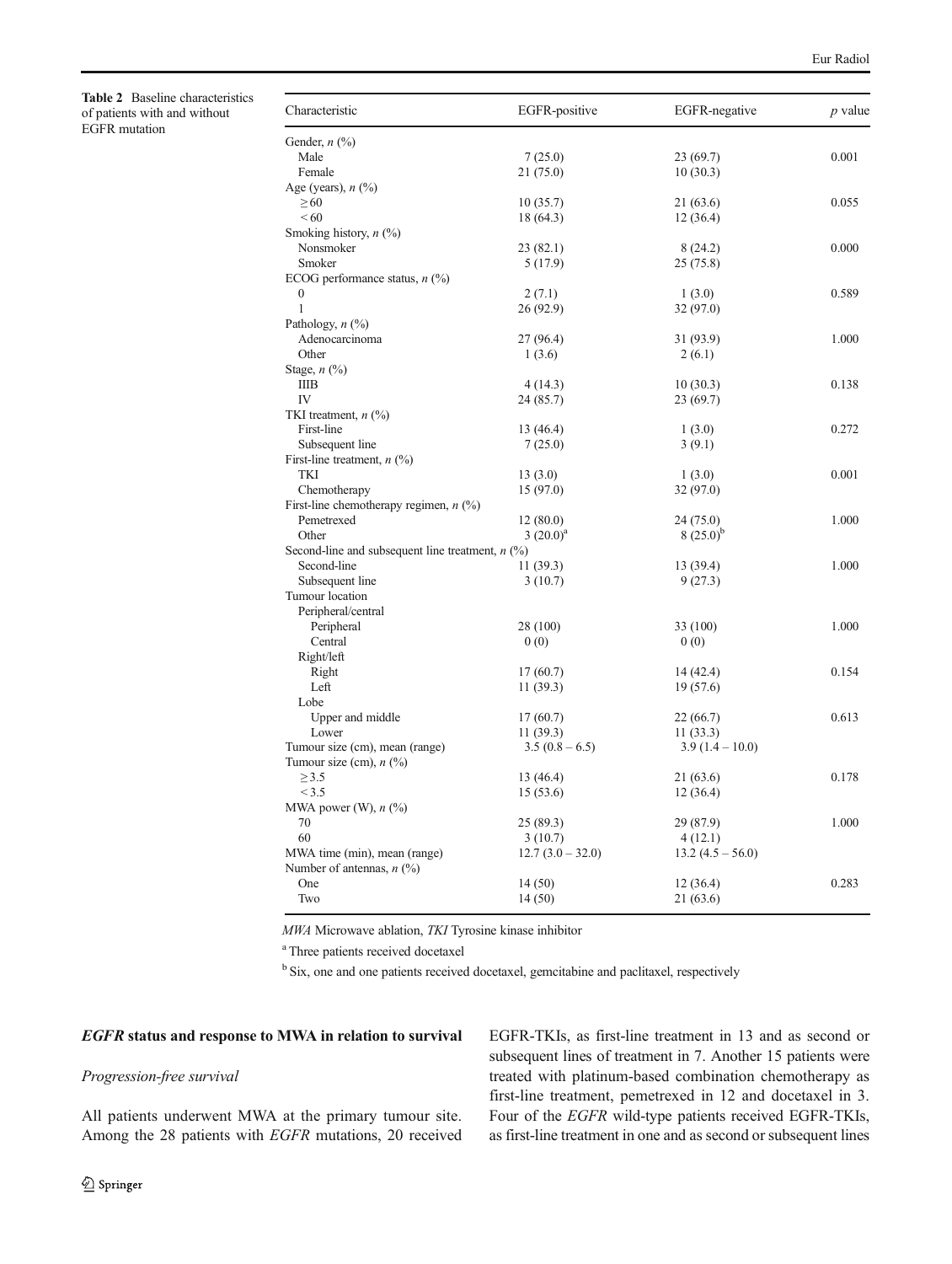**Table 2** Baseline characteristics of patients with and without EGFR mutation

| Characteristic | EGFR-positive | EGFR-negative | *p* value |
|---|---|---|---|
| Gender, *n* (%) | | | |
| Male | 7 (25.0) | 23 (69.7) | 0.001 |
| Female | 21 (75.0) | 10 (30.3) | |
| Age (years), *n* (%) | | | |
| ≥ 60 | 10 (35.7) | 21 (63.6) | 0.055 |
| < 60 | 18 (64.3) | 12 (36.4) | |
| Smoking history, *n* (%) | | | |
| Nonsmoker | 23 (82.1) | 8 (24.2) | 0.000 |
| Smoker | 5 (17.9) | 25 (75.8) | |
| ECOG performance status, *n* (%) | | | |
| 0 | 2 (7.1) | 1 (3.0) | 0.589 |
| 1 | 26 (92.9) | 32 (97.0) | |
| Pathology, *n* (%) | | | |
| Adenocarcinoma | 27 (96.4) | 31 (93.9) | 1.000 |
| Other | 1 (3.6) | 2 (6.1) | |
| Stage, *n* (%) | | | |
| IIIB | 4 (14.3) | 10 (30.3) | 0.138 |
| IV | 24 (85.7) | 23 (69.7) | |
| TKI treatment, *n* (%) | | | |
| First-line | 13 (46.4) | 1 (3.0) | 0.272 |
| Subsequent line | 7 (25.0) | 3 (9.1) | |
| First-line treatment, *n* (%) | | | |
| TKI | 13 (3.0) | 1 (3.0) | 0.001 |
| Chemotherapy | 15 (97.0) | 32 (97.0) | |
| First-line chemotherapy regimen, *n* (%) | | | |
| Pemetrexed | 12 (80.0) | 24 (75.0) | 1.000 |
| Other | 3 (20.0)[a] | 8 (25.0)[b] | |
| Second-line and subsequent line treatment, *n* (%) | | | |
| Second-line | 11 (39.3) | 13 (39.4) | 1.000 |
| Subsequent line | 3 (10.7) | 9 (27.3) | |
| Tumour location | | | |
| Peripheral/central | | | |
| Peripheral | 28 (100) | 33 (100) | 1.000 |
| Central | 0 (0) | 0 (0) | |
| Right/left | | | |
| Right | 17 (60.7) | 14 (42.4) | 0.154 |
| Left | 11 (39.3) | 19 (57.6) | |
| Lobe | | | |
| Upper and middle | 17 (60.7) | 22 (66.7) | 0.613 |
| Lower | 11 (39.3) | 11 (33.3) | |
| Tumour size (cm), mean (range) | 3.5 (0.8 – 6.5) | 3.9 (1.4 – 10.0) | |
| Tumour size (cm), *n* (%) | | | |
| ≥ 3.5 | 13 (46.4) | 21 (63.6) | 0.178 |
| < 3.5 | 15 (53.6) | 12 (36.4) | |
| MWA power (W), *n* (%) | | | |
| 70 | 25 (89.3) | 29 (87.9) | 1.000 |
| 60 | 3 (10.7) | 4 (12.1) | |
| MWA time (min), mean (range) | 12.7 (3.0 – 32.0) | 13.2 (4.5 – 56.0) | |
| Number of antennas, *n* (%) | | | |
| One | 14 (50) | 12 (36.4) | 0.283 |
| Two | 14 (50) | 21 (63.6) | |

*MWA* Microwave ablation, *TKI* Tyrosine kinase inhibitor

[a] Three patients received docetaxel

[b] Six, one and one patients received docetaxel, gemcitabine and paclitaxel, respectively

### *EGFR* status and response to MWA in relation to survival

#### *Progression-free survival*

All patients underwent MWA at the primary tumour site. Among the 28 patients with *EGFR* mutations, 20 received EGFR-TKIs, as first-line treatment in 13 and as second or subsequent lines of treatment in 7. Another 15 patients were treated with platinum-based combination chemotherapy as first-line treatment, pemetrexed in 12 and docetaxel in 3. Four of the *EGFR* wild-type patients received EGFR-TKIs, as first-line treatment in one and as second or subsequent lines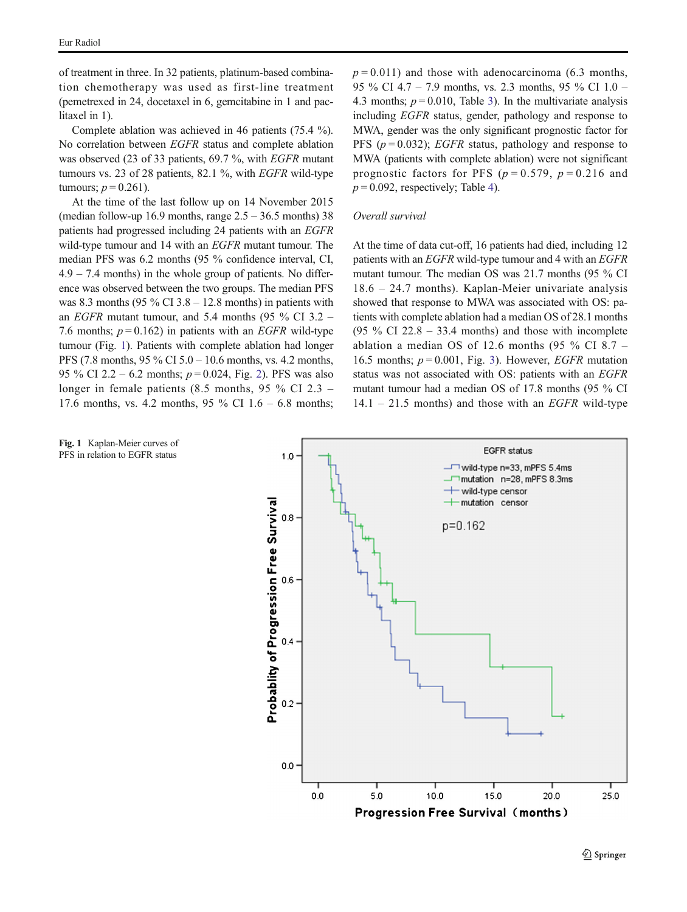of treatment in three. In 32 patients, platinum-based combination chemotherapy was used as first-line treatment (pemetrexed in 24, docetaxel in 6, gemcitabine in 1 and paclitaxel in 1).

Complete ablation was achieved in 46 patients (75.4 %). No correlation between *EGFR* status and complete ablation was observed (23 of 33 patients, 69.7 %, with *EGFR* mutant tumours vs. 23 of 28 patients, 82.1 %, with *EGFR* wild-type tumours; $p = 0.261$).

At the time of the last follow up on 14 November 2015 (median follow-up 16.9 months, range 2.5 – 36.5 months) 38 patients had progressed including 24 patients with an *EGFR* wild-type tumour and 14 with an *EGFR* mutant tumour. The median PFS was 6.2 months (95 % confidence interval, CI, 4.9 – 7.4 months) in the whole group of patients. No difference was observed between the two groups. The median PFS was 8.3 months (95 % CI 3.8 – 12.8 months) in patients with an *EGFR* mutant tumour, and 5.4 months (95 % CI 3.2 – 7.6 months; $p = 0.162$) in patients with an *EGFR* wild-type tumour (Fig. 1). Patients with complete ablation had longer PFS (7.8 months, 95 % CI 5.0 – 10.6 months, vs. 4.2 months, 95 % CI 2.2 – 6.2 months; $p = 0.024$, Fig. 2). PFS was also longer in female patients (8.5 months, 95 % CI 2.3 – 17.6 months, vs. 4.2 months, 95 % CI 1.6 – 6.8 months; $p = 0.011$) and those with adenocarcinoma (6.3 months, 95 % CI 4.7 – 7.9 months, vs. 2.3 months, 95 % CI 1.0 – 4.3 months; $p = 0.010$, Table 3). In the multivariate analysis including *EGFR* status, gender, pathology and response to MWA, gender was the only significant prognostic factor for PFS ($p = 0.032$); *EGFR* status, pathology and response to MWA (patients with complete ablation) were not significant prognostic factors for PFS ($p = 0.579$, $p = 0.216$ and $p = 0.092$, respectively; Table 4).

*Overall survival*

At the time of data cut-off, 16 patients had died, including 12 patients with an *EGFR* wild-type tumour and 4 with an *EGFR* mutant tumour. The median OS was 21.7 months (95 % CI 18.6 – 24.7 months). Kaplan-Meier univariate analysis showed that response to MWA was associated with OS: patients with complete ablation had a median OS of 28.1 months (95 % CI 22.8 – 33.4 months) and those with incomplete ablation a median OS of 12.6 months (95 % CI 8.7 – 16.5 months; $p = 0.001$, Fig. 3). However, *EGFR* mutation status was not associated with OS: patients with an *EGFR* mutant tumour had a median OS of 17.8 months (95 % CI 14.1 – 21.5 months) and those with an *EGFR* wild-type

**Fig. 1** Kaplan-Meier curves of PFS in relation to EGFR status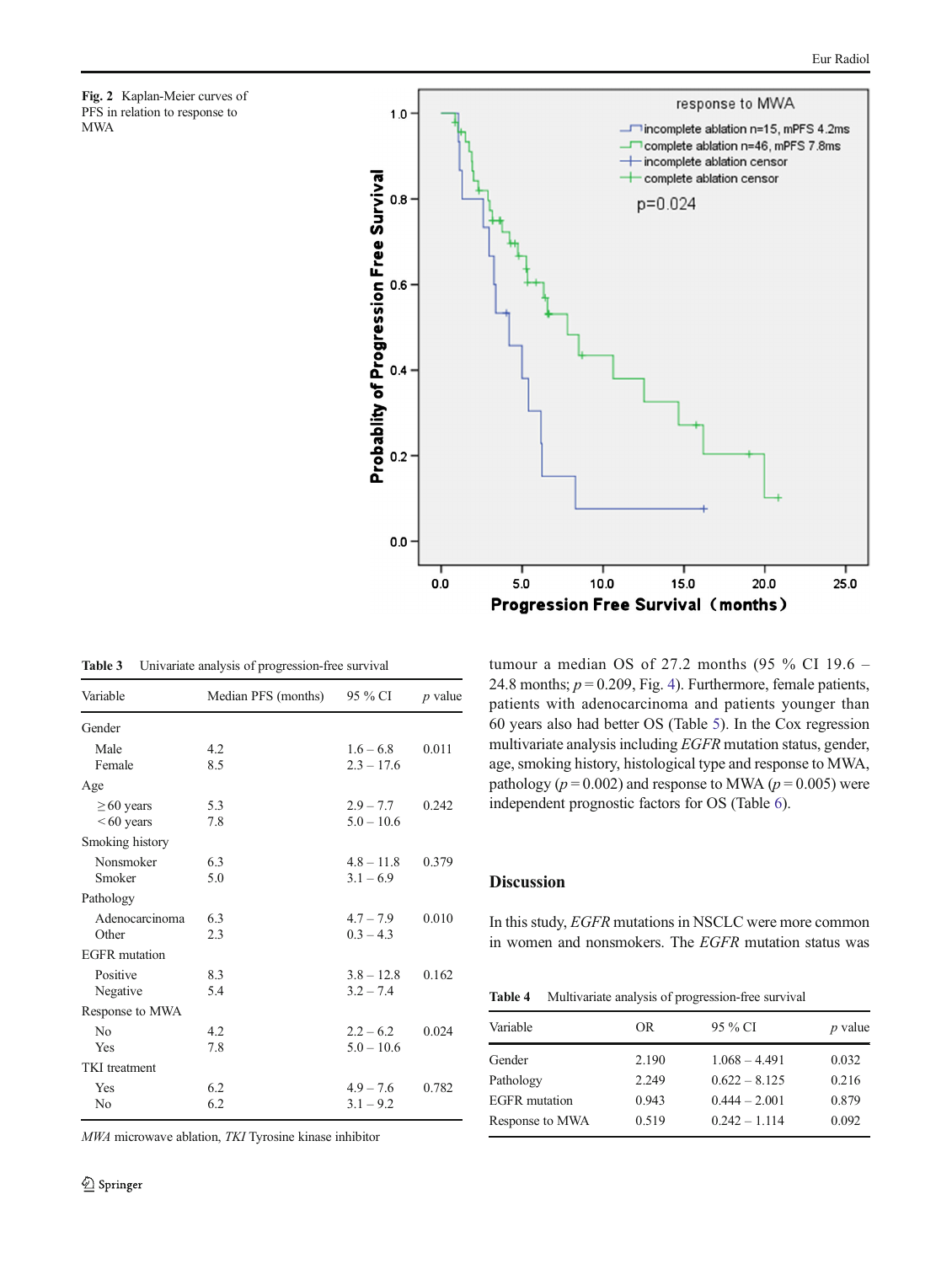Fig. 2 Kaplan-Meier curves of PFS in relation to response to MWA

Table 3 Univariate analysis of progression-free survival

| Variable | Median PFS (months) | 95 % CI | *p* value |
|---|---|---|---|
| Gender | | | |
| Male | 4.2 | 1.6 – 6.8 | 0.011 |
| Female | 8.5 | 2.3 – 17.6 | |
| Age | | | |
| ≥60 years | 5.3 | 2.9 – 7.7 | 0.242 |
| <60 years | 7.8 | 5.0 – 10.6 | |
| Smoking history | | | |
| Nonsmoker | 6.3 | 4.8 – 11.8 | 0.379 |
| Smoker | 5.0 | 3.1 – 6.9 | |
| Pathology | | | |
| Adenocarcinoma | 6.3 | 4.7 – 7.9 | 0.010 |
| Other | 2.3 | 0.3 – 4.3 | |
| EGFR mutation | | | |
| Positive | 8.3 | 3.8 – 12.8 | 0.162 |
| Negative | 5.4 | 3.2 – 7.4 | |
| Response to MWA | | | |
| No | 4.2 | 2.2 – 6.2 | 0.024 |
| Yes | 7.8 | 5.0 – 10.6 | |
| TKI treatment | | | |
| Yes | 6.2 | 4.9 – 7.6 | 0.782 |
| No | 6.2 | 3.1 – 9.2 | |

*MWA* microwave ablation, *TKI* Tyrosine kinase inhibitor

tumour a median OS of 27.2 months (95 % CI 19.6 – 24.8 months; $p = 0.209$, Fig. 4). Furthermore, female patients, patients with adenocarcinoma and patients younger than 60 years also had better OS (Table 5). In the Cox regression multivariate analysis including *EGFR* mutation status, gender, age, smoking history, histological type and response to MWA, pathology ($p = 0.002$) and response to MWA ($p = 0.005$) were independent prognostic factors for OS (Table 6).

## Discussion

In this study, *EGFR* mutations in NSCLC were more common in women and nonsmokers. The *EGFR* mutation status was

Table 4 Multivariate analysis of progression-free survival

| Variable | OR | 95 % CI | *p* value |
|---|---|---|---|
| Gender | 2.190 | 1.068 – 4.491 | 0.032 |
| Pathology | 2.249 | 0.622 – 8.125 | 0.216 |
| EGFR mutation | 0.943 | 0.444 – 2.001 | 0.879 |
| Response to MWA | 0.519 | 0.242 – 1.114 | 0.092 |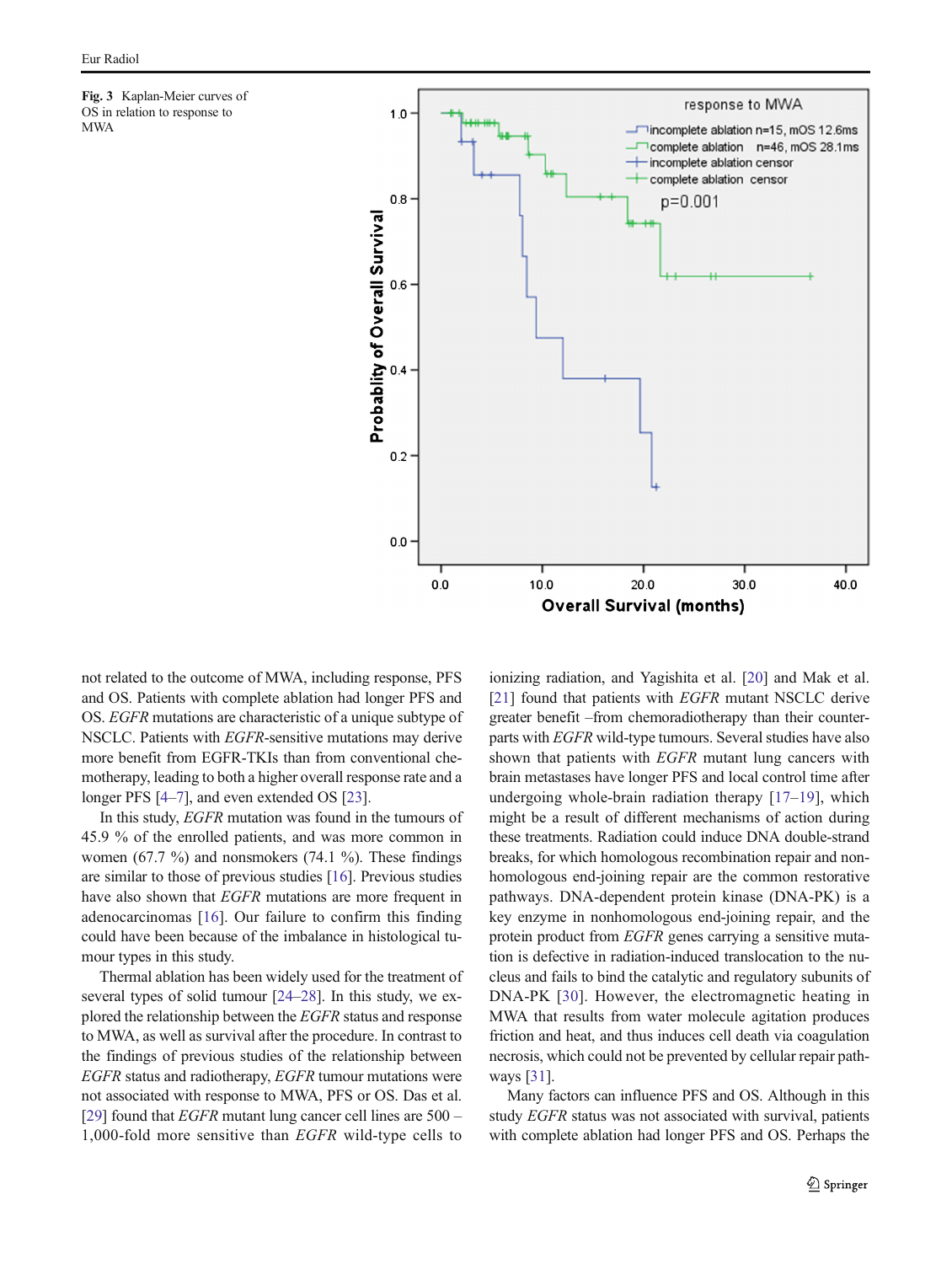**Fig. 3** Kaplan-Meier curves of OS in relation to response to MWA

not related to the outcome of MWA, including response, PFS and OS. Patients with complete ablation had longer PFS and OS. *EGFR* mutations are characteristic of a unique subtype of NSCLC. Patients with *EGFR*-sensitive mutations may derive more benefit from EGFR-TKIs than from conventional chemotherapy, leading to both a higher overall response rate and a longer PFS [4–7], and even extended OS [23].

In this study, *EGFR* mutation was found in the tumours of 45.9 % of the enrolled patients, and was more common in women (67.7 %) and nonsmokers (74.1 %). These findings are similar to those of previous studies [16]. Previous studies have also shown that *EGFR* mutations are more frequent in adenocarcinomas [16]. Our failure to confirm this finding could have been because of the imbalance in histological tumour types in this study.

Thermal ablation has been widely used for the treatment of several types of solid tumour [24–28]. In this study, we explored the relationship between the *EGFR* status and response to MWA, as well as survival after the procedure. In contrast to the findings of previous studies of the relationship between *EGFR* status and radiotherapy, *EGFR* tumour mutations were not associated with response to MWA, PFS or OS. Das et al. [29] found that *EGFR* mutant lung cancer cell lines are 500 – 1,000-fold more sensitive than *EGFR* wild-type cells to ionizing radiation, and Yagishita et al. [20] and Mak et al. [21] found that patients with *EGFR* mutant NSCLC derive greater benefit –from chemoradiotherapy than their counterparts with *EGFR* wild-type tumours. Several studies have also shown that patients with *EGFR* mutant lung cancers with brain metastases have longer PFS and local control time after undergoing whole-brain radiation therapy [17–19], which might be a result of different mechanisms of action during these treatments. Radiation could induce DNA double-strand breaks, for which homologous recombination repair and non-homologous end-joining repair are the common restorative pathways. DNA-dependent protein kinase (DNA-PK) is a key enzyme in nonhomologous end-joining repair, and the protein product from *EGFR* genes carrying a sensitive mutation is defective in radiation-induced translocation to the nucleus and fails to bind the catalytic and regulatory subunits of DNA-PK [30]. However, the electromagnetic heating in MWA that results from water molecule agitation produces friction and heat, and thus induces cell death via coagulation necrosis, which could not be prevented by cellular repair pathways [31].

Many factors can influence PFS and OS. Although in this study *EGFR* status was not associated with survival, patients with complete ablation had longer PFS and OS. Perhaps the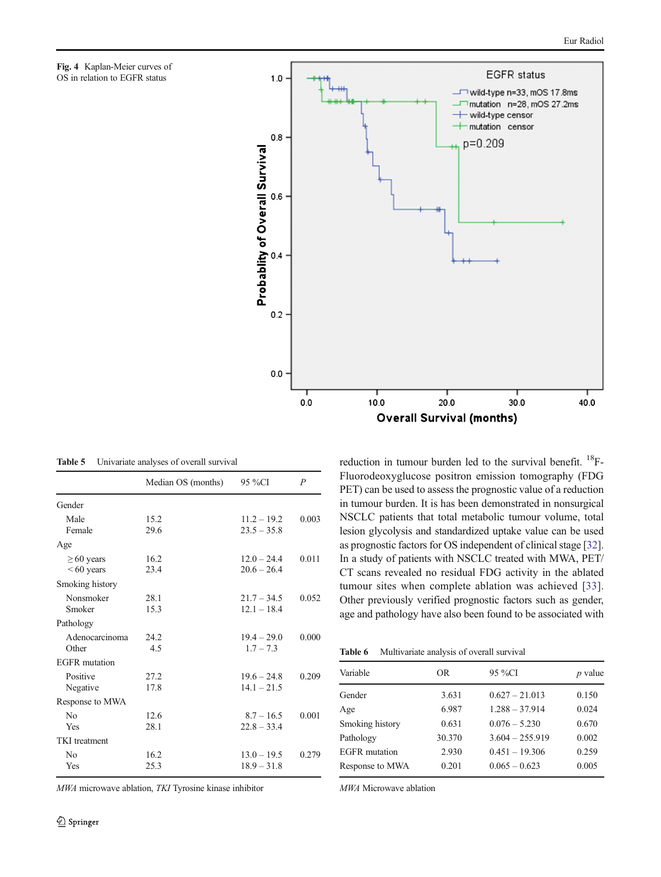Fig. 4 Kaplan-Meier curves of OS in relation to EGFR status

reduction in tumour burden led to the survival benefit. [18]F-Fluorodeoxyglucose positron emission tomography (FDG PET) can be used to assess the prognostic value of a reduction in tumour burden. It is has been demonstrated in nonsurgical NSCLC patients that total metabolic tumour volume, total lesion glycolysis and standardized uptake value can be used as prognostic factors for OS independent of clinical stage [32]. In a study of patients with NSCLC treated with MWA, PET/CT scans revealed no residual FDG activity in the ablated tumour sites when complete ablation was achieved [33]. Other previously verified prognostic factors such as gender, age and pathology have also been found to be associated with

**Table 5** Univariate analyses of overall survival

| | Median OS (months) | 95 %CI | *P* |
|---|---|---|---|
| Gender | | | |
| Male | 15.2 | 11.2 – 19.2 | 0.003 |
| Female | 29.6 | 23.5 – 35.8 | |
| Age | | | |
| ≥ 60 years | 16.2 | 12.0 – 24.4 | 0.011 |
| < 60 years | 23.4 | 20.6 – 26.4 | |
| Smoking history | | | |
| Nonsmoker | 28.1 | 21.7 – 34.5 | 0.052 |
| Smoker | 15.3 | 12.1 – 18.4 | |
| Pathology | | | |
| Adenocarcinoma | 24.2 | 19.4 – 29.0 | 0.000 |
| Other | 4.5 | 1.7 – 7.3 | |
| EGFR mutation | | | |
| Positive | 27.2 | 19.6 – 24.8 | 0.209 |
| Negative | 17.8 | 14.1 – 21.5 | |
| Response to MWA | | | |
| No | 12.6 | 8.7 – 16.5 | 0.001 |
| Yes | 28.1 | 22.8 – 33.4 | |
| TKI treatment | | | |
| No | 16.2 | 13.0 – 19.5 | 0.279 |
| Yes | 25.3 | 18.9 – 31.8 | |

*MWA* microwave ablation, *TKI* Tyrosine kinase inhibitor

**Table 6** Multivariate analysis of overall survival

| Variable | OR | 95 %CI | *p* value |
|---|---|---|---|
| Gender | 3.631 | 0.627 – 21.013 | 0.150 |
| Age | 6.987 | 1.288 – 37.914 | 0.024 |
| Smoking history | 0.631 | 0.076 – 5.230 | 0.670 |
| Pathology | 30.370 | 3.604 – 255.919 | 0.002 |
| EGFR mutation | 2.930 | 0.451 – 19.306 | 0.259 |
| Response to MWA | 0.201 | 0.065 – 0.623 | 0.005 |

*MWA* Microwave ablation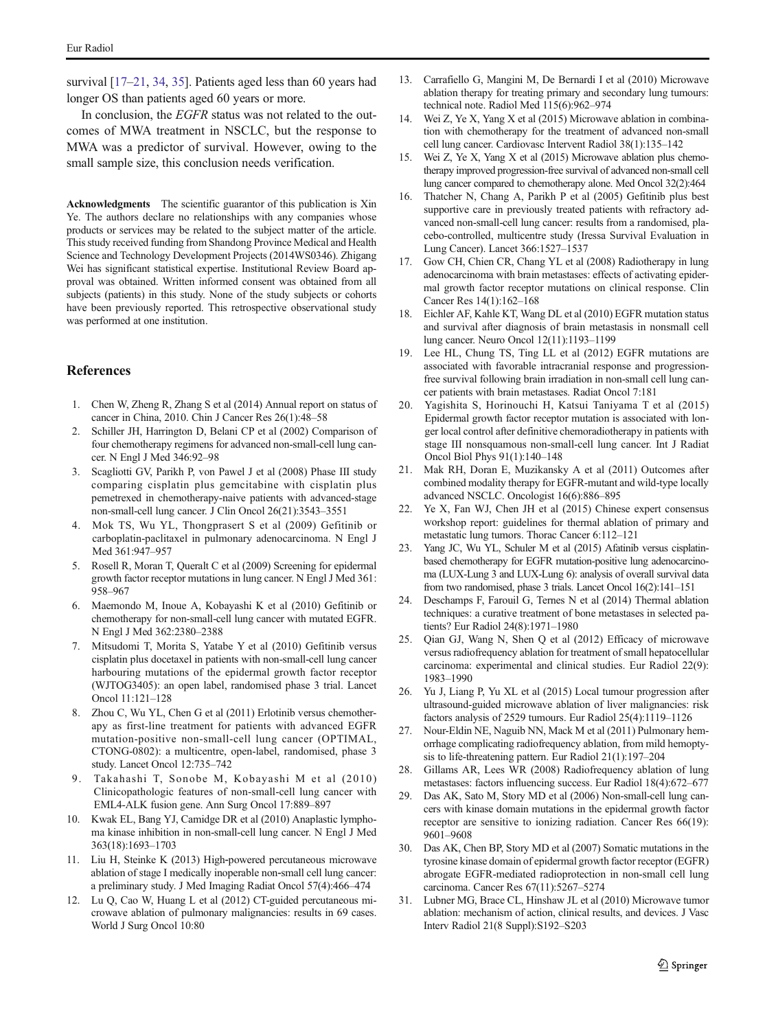survival [17–21, 34, 35]. Patients aged less than 60 years had longer OS than patients aged 60 years or more.

In conclusion, the *EGFR* status was not related to the outcomes of MWA treatment in NSCLC, but the response to MWA was a predictor of survival. However, owing to the small sample size, this conclusion needs verification.

**Acknowledgments** The scientific guarantor of this publication is Xin Ye. The authors declare no relationships with any companies whose products or services may be related to the subject matter of the article. This study received funding from Shandong Province Medical and Health Science and Technology Development Projects (2014WS0346). Zhigang Wei has significant statistical expertise. Institutional Review Board approval was obtained. Written informed consent was obtained from all subjects (patients) in this study. None of the study subjects or cohorts have been previously reported. This retrospective observational study was performed at one institution.

## References

1. Chen W, Zheng R, Zhang S et al (2014) Annual report on status of cancer in China, 2010. Chin J Cancer Res 26(1):48–58
2. Schiller JH, Harrington D, Belani CP et al (2002) Comparison of four chemotherapy regimens for advanced non-small-cell lung cancer. N Engl J Med 346:92–98
3. Scagliotti GV, Parikh P, von Pawel J et al (2008) Phase III study comparing cisplatin plus gemcitabine with cisplatin plus pemetrexed in chemotherapy-naive patients with advanced-stage non-small-cell lung cancer. J Clin Oncol 26(21):3543–3551
4. Mok TS, Wu YL, Thongprasert S et al (2009) Gefitinib or carboplatin-paclitaxel in pulmonary adenocarcinoma. N Engl J Med 361:947–957
5. Rosell R, Moran T, Queralt C et al (2009) Screening for epidermal growth factor receptor mutations in lung cancer. N Engl J Med 361: 958–967
6. Maemondo M, Inoue A, Kobayashi K et al (2010) Gefitinib or chemotherapy for non-small-cell lung cancer with mutated EGFR. N Engl J Med 362:2380–2388
7. Mitsudomi T, Morita S, Yatabe Y et al (2010) Gefitinib versus cisplatin plus docetaxel in patients with non-small-cell lung cancer harbouring mutations of the epidermal growth factor receptor (WJTOG3405): an open label, randomised phase 3 trial. Lancet Oncol 11:121–128
8. Zhou C, Wu YL, Chen G et al (2011) Erlotinib versus chemotherapy as first-line treatment for patients with advanced EGFR mutation-positive non-small-cell lung cancer (OPTIMAL, CTONG-0802): a multicentre, open-label, randomised, phase 3 study. Lancet Oncol 12:735–742
9. Takahashi T, Sonobe M, Kobayashi M et al (2010) Clinicopathologic features of non-small-cell lung cancer with EML4-ALK fusion gene. Ann Surg Oncol 17:889–897
10. Kwak EL, Bang YJ, Camidge DR et al (2010) Anaplastic lymphoma kinase inhibition in non-small-cell lung cancer. N Engl J Med 363(18):1693–1703
11. Liu H, Steinke K (2013) High-powered percutaneous microwave ablation of stage I medically inoperable non-small cell lung cancer: a preliminary study. J Med Imaging Radiat Oncol 57(4):466–474
12. Lu Q, Cao W, Huang L et al (2012) CT-guided percutaneous microwave ablation of pulmonary malignancies: results in 69 cases. World J Surg Oncol 10:80
13. Carrafiello G, Mangini M, De Bernardi I et al (2010) Microwave ablation therapy for treating primary and secondary lung tumours: technical note. Radiol Med 115(6):962–974
14. Wei Z, Ye X, Yang X et al (2015) Microwave ablation in combination with chemotherapy for the treatment of advanced non-small cell lung cancer. Cardiovasc Intervent Radiol 38(1):135–142
15. Wei Z, Ye X, Yang X et al (2015) Microwave ablation plus chemotherapy improved progression-free survival of advanced non-small cell lung cancer compared to chemotherapy alone. Med Oncol 32(2):464
16. Thatcher N, Chang A, Parikh P et al (2005) Gefitinib plus best supportive care in previously treated patients with refractory advanced non-small-cell lung cancer: results from a randomised, placebo-controlled, multicentre study (Iressa Survival Evaluation in Lung Cancer). Lancet 366:1527–1537
17. Gow CH, Chien CR, Chang YL et al (2008) Radiotherapy in lung adenocarcinoma with brain metastases: effects of activating epidermal growth factor receptor mutations on clinical response. Clin Cancer Res 14(1):162–168
18. Eichler AF, Kahle KT, Wang DL et al (2010) EGFR mutation status and survival after diagnosis of brain metastasis in nonsmall cell lung cancer. Neuro Oncol 12(11):1193–1199
19. Lee HL, Chung TS, Ting LL et al (2012) EGFR mutations are associated with favorable intracranial response and progression-free survival following brain irradiation in non-small cell lung cancer patients with brain metastases. Radiat Oncol 7:181
20. Yagishita S, Horinouchi H, Katsui Taniyama T et al (2015) Epidermal growth factor receptor mutation is associated with longer local control after definitive chemoradiotherapy in patients with stage III nonsquamous non-small-cell lung cancer. Int J Radiat Oncol Biol Phys 91(1):140–148
21. Mak RH, Doran E, Muzikansky A et al (2011) Outcomes after combined modality therapy for EGFR-mutant and wild-type locally advanced NSCLC. Oncologist 16(6):886–895
22. Ye X, Fan WJ, Chen JH et al (2015) Chinese expert consensus workshop report: guidelines for thermal ablation of primary and metastatic lung tumors. Thorac Cancer 6:112–121
23. Yang JC, Wu YL, Schuler M et al (2015) Afatinib versus cisplatin-based chemotherapy for EGFR mutation-positive lung adenocarcinoma (LUX-Lung 3 and LUX-Lung 6): analysis of overall survival data from two randomised, phase 3 trials. Lancet Oncol 16(2):141–151
24. Deschamps F, Farouil G, Ternes N et al (2014) Thermal ablation techniques: a curative treatment of bone metastases in selected patients? Eur Radiol 24(8):1971–1980
25. Qian GJ, Wang N, Shen Q et al (2012) Efficacy of microwave versus radiofrequency ablation for treatment of small hepatocellular carcinoma: experimental and clinical studies. Eur Radiol 22(9): 1983–1990
26. Yu J, Liang P, Yu XL et al (2015) Local tumour progression after ultrasound-guided microwave ablation of liver malignancies: risk factors analysis of 2529 tumours. Eur Radiol 25(4):1119–1126
27. Nour-Eldin NE, Naguib NN, Mack M et al (2011) Pulmonary hemorrhage complicating radiofrequency ablation, from mild hemoptysis to life-threatening pattern. Eur Radiol 21(1):197–204
28. Gillams AR, Lees WR (2008) Radiofrequency ablation of lung metastases: factors influencing success. Eur Radiol 18(4):672–677
29. Das AK, Sato M, Story MD et al (2006) Non-small-cell lung cancers with kinase domain mutations in the epidermal growth factor receptor are sensitive to ionizing radiation. Cancer Res 66(19): 9601–9608
30. Das AK, Chen BP, Story MD et al (2007) Somatic mutations in the tyrosine kinase domain of epidermal growth factor receptor (EGFR) abrogate EGFR-mediated radioprotection in non-small cell lung carcinoma. Cancer Res 67(11):5267–5274
31. Lubner MG, Brace CL, Hinshaw JL et al (2010) Microwave tumor ablation: mechanism of action, clinical results, and devices. J Vasc Interv Radiol 21(8 Suppl):S192–S203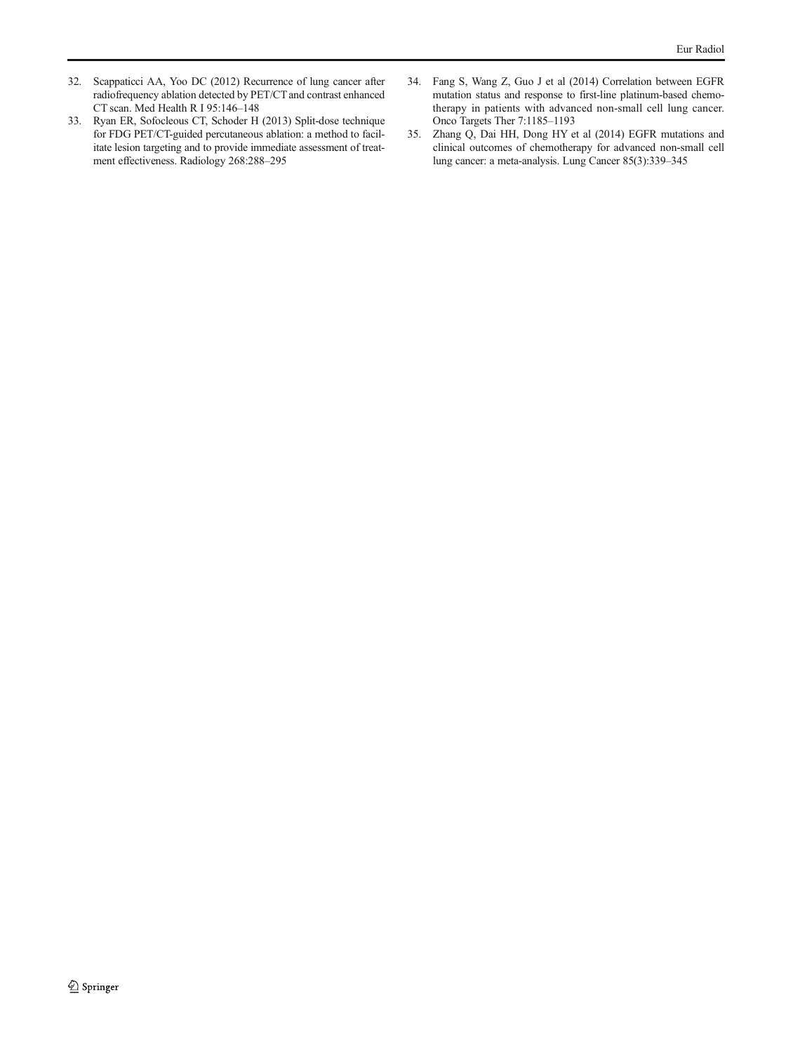32. Scappaticci AA, Yoo DC (2012) Recurrence of lung cancer after radiofrequency ablation detected by PET/CT and contrast enhanced CT scan. Med Health R I 95:146–148
33. Ryan ER, Sofocleous CT, Schoder H (2013) Split-dose technique for FDG PET/CT-guided percutaneous ablation: a method to facilitate lesion targeting and to provide immediate assessment of treatment effectiveness. Radiology 268:288–295
34. Fang S, Wang Z, Guo J et al (2014) Correlation between EGFR mutation status and response to first-line platinum-based chemotherapy in patients with advanced non-small cell lung cancer. Onco Targets Ther 7:1185–1193
35. Zhang Q, Dai HH, Dong HY et al (2014) EGFR mutations and clinical outcomes of chemotherapy for advanced non-small cell lung cancer: a meta-analysis. Lung Cancer 85(3):339–345